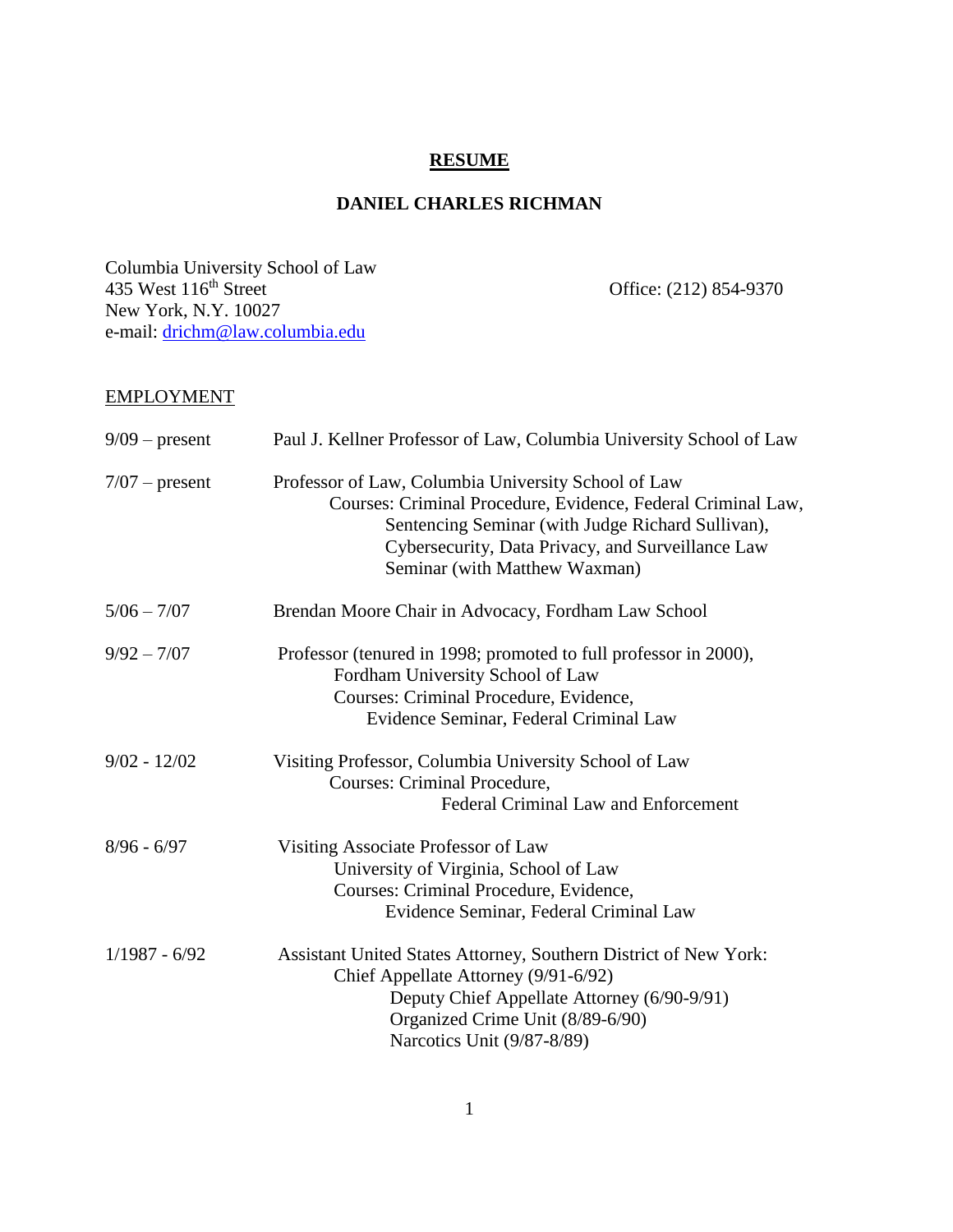# RESUME

## DANIEL CHARLES RICHMAN

Columbia University School of Law
435 West 116th Street
New York, N.Y. 10027
e-mail: drichm@law.columbia.edu

Office: (212) 854-9370

### EMPLOYMENT

| | |
|---|---|
| 9/09 – present | Paul J. Kellner Professor of Law, Columbia University School of Law |
| 7/07 – present | Professor of Law, Columbia University School of Law<br>Courses: Criminal Procedure, Evidence, Federal Criminal Law, Sentencing Seminar (with Judge Richard Sullivan), Cybersecurity, Data Privacy, and Surveillance Law Seminar (with Matthew Waxman) |
| 5/06 – 7/07 | Brendan Moore Chair in Advocacy, Fordham Law School |
| 9/92 – 7/07 | Professor (tenured in 1998; promoted to full professor in 2000), Fordham University School of Law<br>Courses: Criminal Procedure, Evidence, Evidence Seminar, Federal Criminal Law |
| 9/02 - 12/02 | Visiting Professor, Columbia University School of Law<br>Courses: Criminal Procedure, Federal Criminal Law and Enforcement |
| 8/96 - 6/97 | Visiting Associate Professor of Law<br>University of Virginia, School of Law<br>Courses: Criminal Procedure, Evidence, Evidence Seminar, Federal Criminal Law |
| 1/1987 - 6/92 | Assistant United States Attorney, Southern District of New York:<br>Chief Appellate Attorney (9/91-6/92)<br>Deputy Chief Appellate Attorney (6/90-9/91)<br>Organized Crime Unit (8/89-6/90)<br>Narcotics Unit (9/87-8/89) |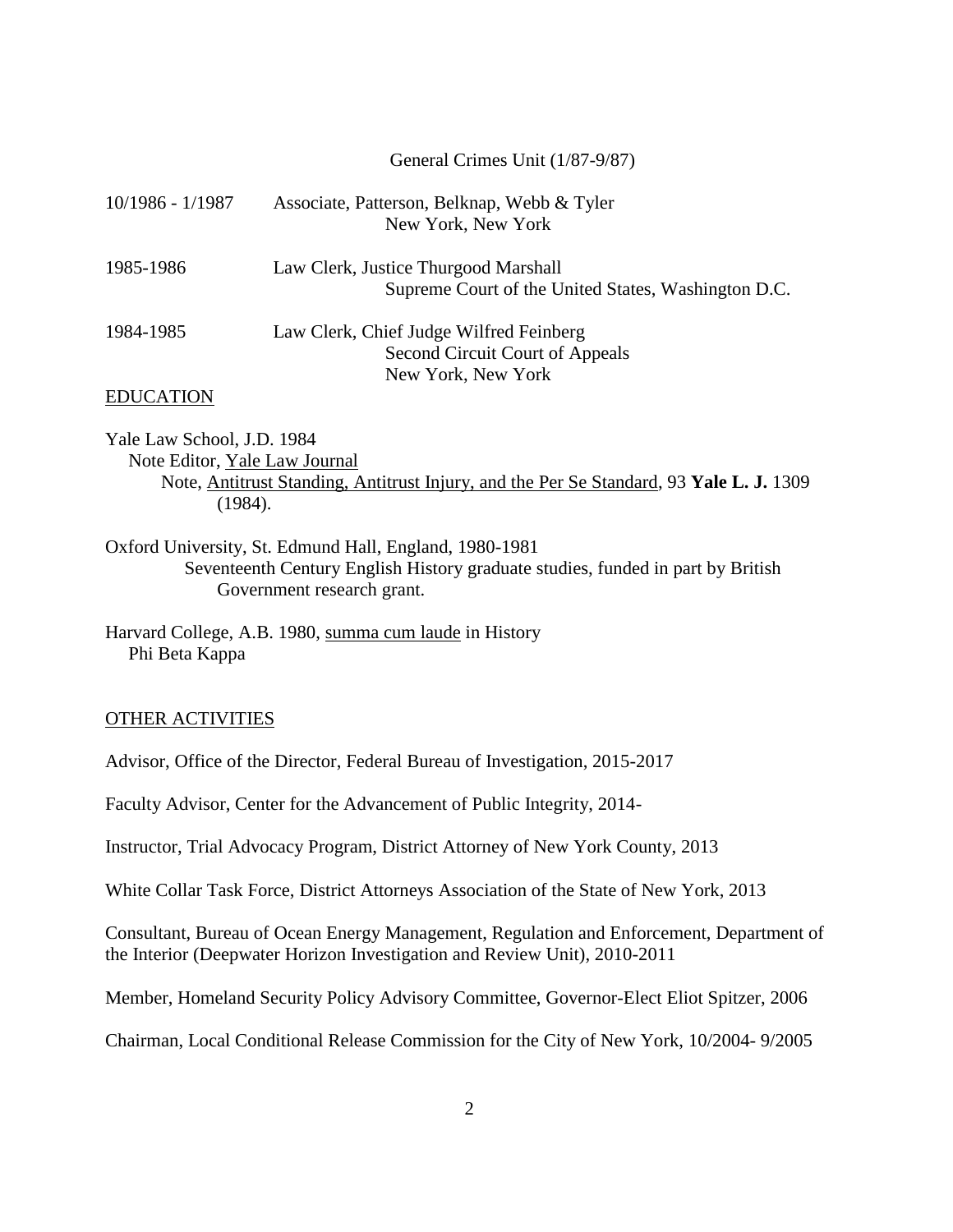General Crimes Unit (1/87-9/87)

| | |
|---|---|
| 10/1986 - 1/1987 | Associate, Patterson, Belknap, Webb & Tyler<br>New York, New York |
| 1985-1986 | Law Clerk, Justice Thurgood Marshall<br>Supreme Court of the United States, Washington D.C. |
| 1984-1985 | Law Clerk, Chief Judge Wilfred Feinberg<br>Second Circuit Court of Appeals<br>New York, New York |

## EDUCATION

Yale Law School, J.D. 1984
Note Editor, Yale Law Journal
Note, Antitrust Standing, Antitrust Injury, and the Per Se Standard, 93 **Yale L. J.** 1309 (1984).

Oxford University, St. Edmund Hall, England, 1980-1981
Seventeenth Century English History graduate studies, funded in part by British Government research grant.

Harvard College, A.B. 1980, summa cum laude in History
Phi Beta Kappa

## OTHER ACTIVITIES

Advisor, Office of the Director, Federal Bureau of Investigation, 2015-2017

Faculty Advisor, Center for the Advancement of Public Integrity, 2014-

Instructor, Trial Advocacy Program, District Attorney of New York County, 2013

White Collar Task Force, District Attorneys Association of the State of New York, 2013

Consultant, Bureau of Ocean Energy Management, Regulation and Enforcement, Department of the Interior (Deepwater Horizon Investigation and Review Unit), 2010-2011

Member, Homeland Security Policy Advisory Committee, Governor-Elect Eliot Spitzer, 2006

Chairman, Local Conditional Release Commission for the City of New York, 10/2004- 9/2005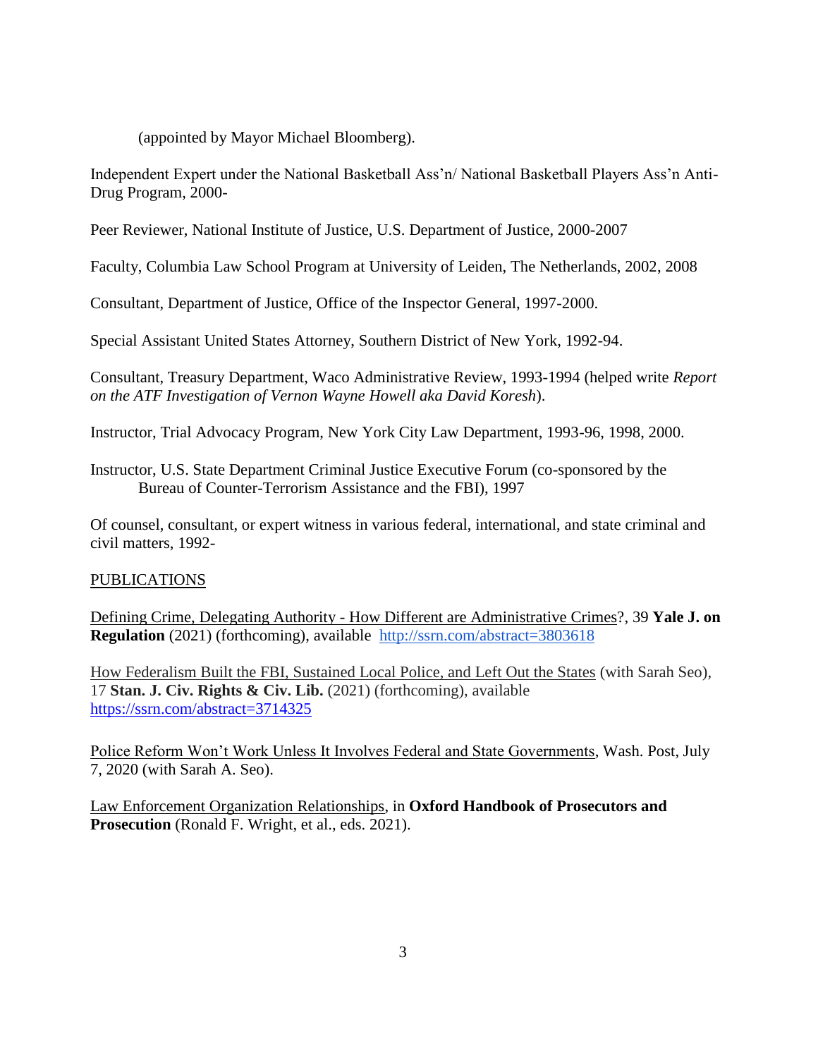(appointed by Mayor Michael Bloomberg).

Independent Expert under the National Basketball Ass'n/ National Basketball Players Ass'n Anti-Drug Program, 2000-

Peer Reviewer, National Institute of Justice, U.S. Department of Justice, 2000-2007

Faculty, Columbia Law School Program at University of Leiden, The Netherlands, 2002, 2008

Consultant, Department of Justice, Office of the Inspector General, 1997-2000.

Special Assistant United States Attorney, Southern District of New York, 1992-94.

Consultant, Treasury Department, Waco Administrative Review, 1993-1994 (helped write *Report on the ATF Investigation of Vernon Wayne Howell aka David Koresh*).

Instructor, Trial Advocacy Program, New York City Law Department, 1993-96, 1998, 2000.

Instructor, U.S. State Department Criminal Justice Executive Forum (co-sponsored by the Bureau of Counter-Terrorism Assistance and the FBI), 1997

Of counsel, consultant, or expert witness in various federal, international, and state criminal and civil matters, 1992-

## PUBLICATIONS

Defining Crime, Delegating Authority - How Different are Administrative Crimes?, 39 **Yale J. on Regulation** (2021) (forthcoming), available http://ssrn.com/abstract=3803618

How Federalism Built the FBI, Sustained Local Police, and Left Out the States (with Sarah Seo), 17 **Stan. J. Civ. Rights & Civ. Lib.** (2021) (forthcoming), available https://ssrn.com/abstract=3714325

Police Reform Won't Work Unless It Involves Federal and State Governments, Wash. Post, July 7, 2020 (with Sarah A. Seo).

Law Enforcement Organization Relationships, in **Oxford Handbook of Prosecutors and Prosecution** (Ronald F. Wright, et al., eds. 2021).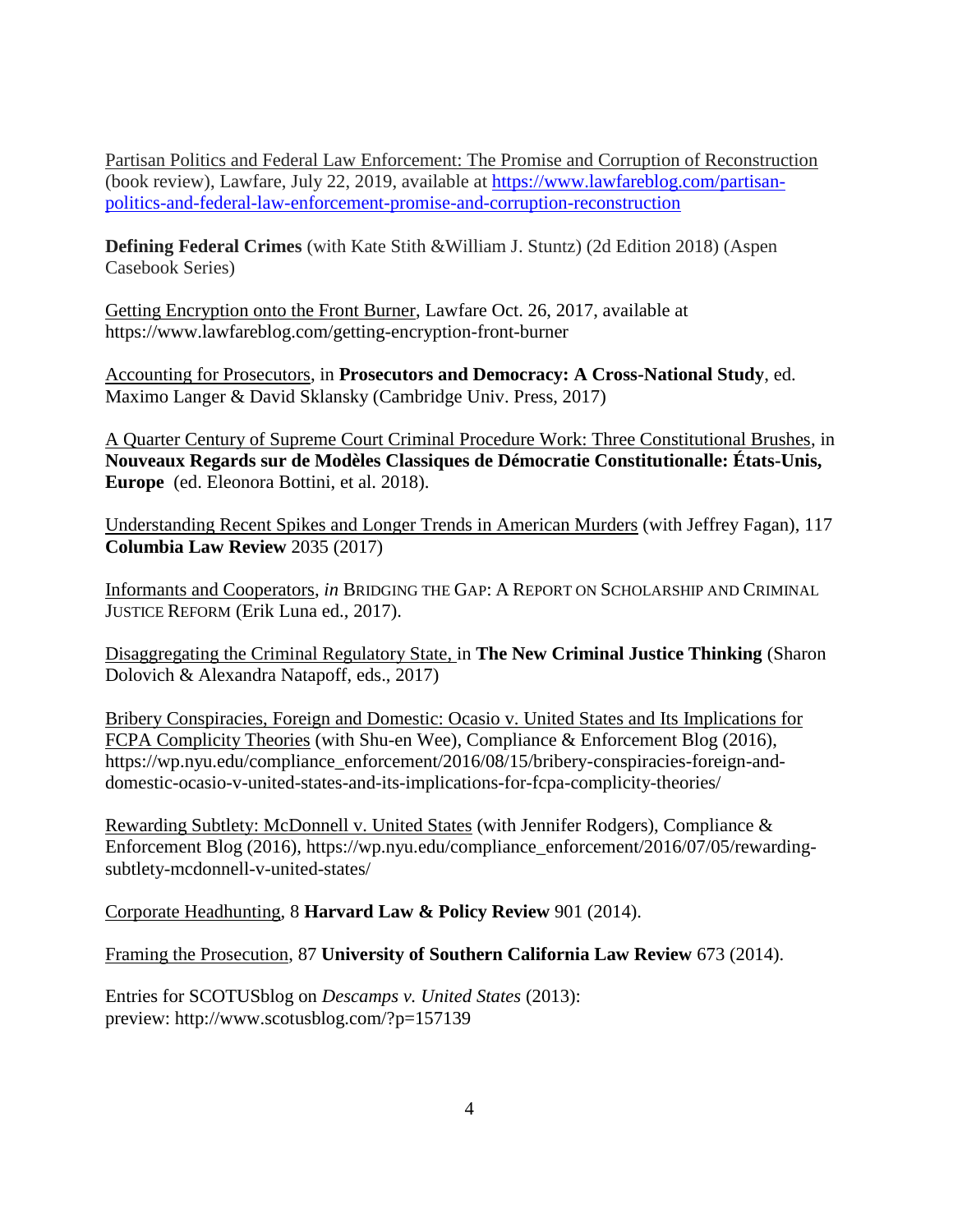Partisan Politics and Federal Law Enforcement: The Promise and Corruption of Reconstruction (book review), Lawfare, July 22, 2019, available at https://www.lawfareblog.com/partisan-politics-and-federal-law-enforcement-promise-and-corruption-reconstruction

**Defining Federal Crimes** (with Kate Stith &William J. Stuntz) (2d Edition 2018) (Aspen Casebook Series)

Getting Encryption onto the Front Burner, Lawfare Oct. 26, 2017, available at https://www.lawfareblog.com/getting-encryption-front-burner

Accounting for Prosecutors, in **Prosecutors and Democracy: A Cross-National Study**, ed. Maximo Langer & David Sklansky (Cambridge Univ. Press, 2017)

A Quarter Century of Supreme Court Criminal Procedure Work: Three Constitutional Brushes, in **Nouveaux Regards sur de Modèles Classiques de Démocratie Constitutionalle: États-Unis, Europe** (ed. Eleonora Bottini, et al. 2018).

Understanding Recent Spikes and Longer Trends in American Murders (with Jeffrey Fagan), 117 **Columbia Law Review** 2035 (2017)

Informants and Cooperators, *in* BRIDGING THE GAP: A REPORT ON SCHOLARSHIP AND CRIMINAL JUSTICE REFORM (Erik Luna ed., 2017).

Disaggregating the Criminal Regulatory State, in **The New Criminal Justice Thinking** (Sharon Dolovich & Alexandra Natapoff, eds., 2017)

Bribery Conspiracies, Foreign and Domestic: Ocasio v. United States and Its Implications for FCPA Complicity Theories (with Shu-en Wee), Compliance & Enforcement Blog (2016), https://wp.nyu.edu/compliance_enforcement/2016/08/15/bribery-conspiracies-foreign-and-domestic-ocasio-v-united-states-and-its-implications-for-fcpa-complicity-theories/

Rewarding Subtlety: McDonnell v. United States (with Jennifer Rodgers), Compliance & Enforcement Blog (2016), https://wp.nyu.edu/compliance_enforcement/2016/07/05/rewarding-subtlety-mcdonnell-v-united-states/

Corporate Headhunting, 8 **Harvard Law & Policy Review** 901 (2014).

Framing the Prosecution, 87 **University of Southern California Law Review** 673 (2014).

Entries for SCOTUSblog on *Descamps v. United States* (2013):
preview: http://www.scotusblog.com/?p=157139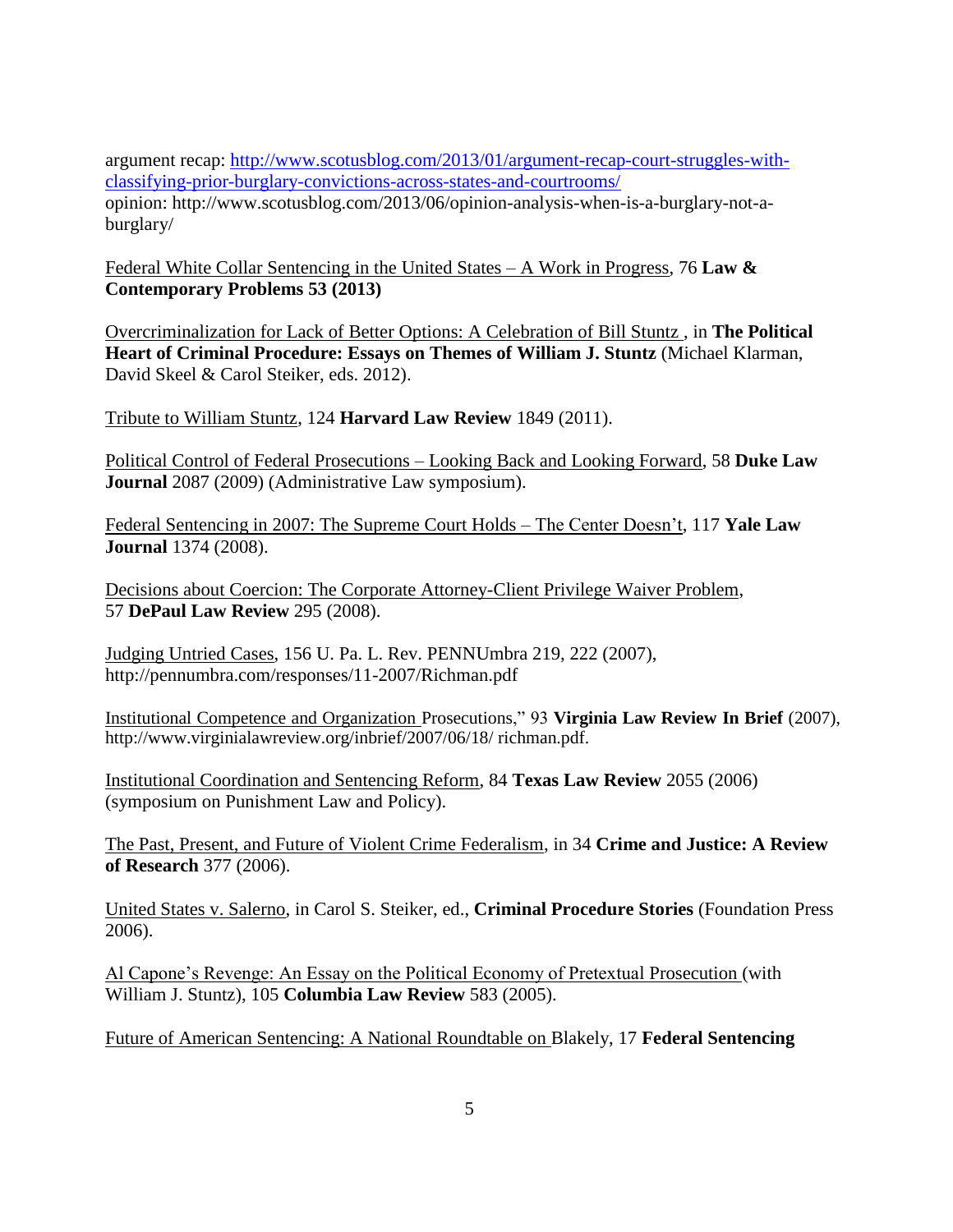argument recap: [http://www.scotusblog.com/2013/01/argument-recap-court-struggles-with-classifying-prior-burglary-convictions-across-states-and-courtrooms/](http://www.scotusblog.com/2013/01/argument-recap-court-struggles-with-classifying-prior-burglary-convictions-across-states-and-courtrooms/)
opinion: http://www.scotusblog.com/2013/06/opinion-analysis-when-is-a-burglary-not-a-burglary/

Federal White Collar Sentencing in the United States – A Work in Progress, 76 **Law & Contemporary Problems 53 (2013)**

Overcriminalization for Lack of Better Options: A Celebration of Bill Stuntz , in **The Political Heart of Criminal Procedure: Essays on Themes of William J. Stuntz** (Michael Klarman, David Skeel & Carol Steiker, eds. 2012).

Tribute to William Stuntz, 124 **Harvard Law Review** 1849 (2011).

Political Control of Federal Prosecutions – Looking Back and Looking Forward, 58 **Duke Law Journal** 2087 (2009) (Administrative Law symposium).

Federal Sentencing in 2007: The Supreme Court Holds – The Center Doesn't, 117 **Yale Law Journal** 1374 (2008).

Decisions about Coercion: The Corporate Attorney-Client Privilege Waiver Problem, 57 **DePaul Law Review** 295 (2008).

Judging Untried Cases, 156 U. Pa. L. Rev. PENNUmbra 219, 222 (2007), http://pennumbra.com/responses/11-2007/Richman.pdf

Institutional Competence and Organization Prosecutions," 93 **Virginia Law Review In Brief** (2007), http://www.virginialawreview.org/inbrief/2007/06/18/ richman.pdf.

Institutional Coordination and Sentencing Reform, 84 **Texas Law Review** 2055 (2006) (symposium on Punishment Law and Policy).

The Past, Present, and Future of Violent Crime Federalism, in 34 **Crime and Justice: A Review of Research** 377 (2006).

United States v. Salerno, in Carol S. Steiker, ed., **Criminal Procedure Stories** (Foundation Press 2006).

Al Capone's Revenge: An Essay on the Political Economy of Pretextual Prosecution (with William J. Stuntz), 105 **Columbia Law Review** 583 (2005).

Future of American Sentencing: A National Roundtable on Blakely, 17 **Federal Sentencing**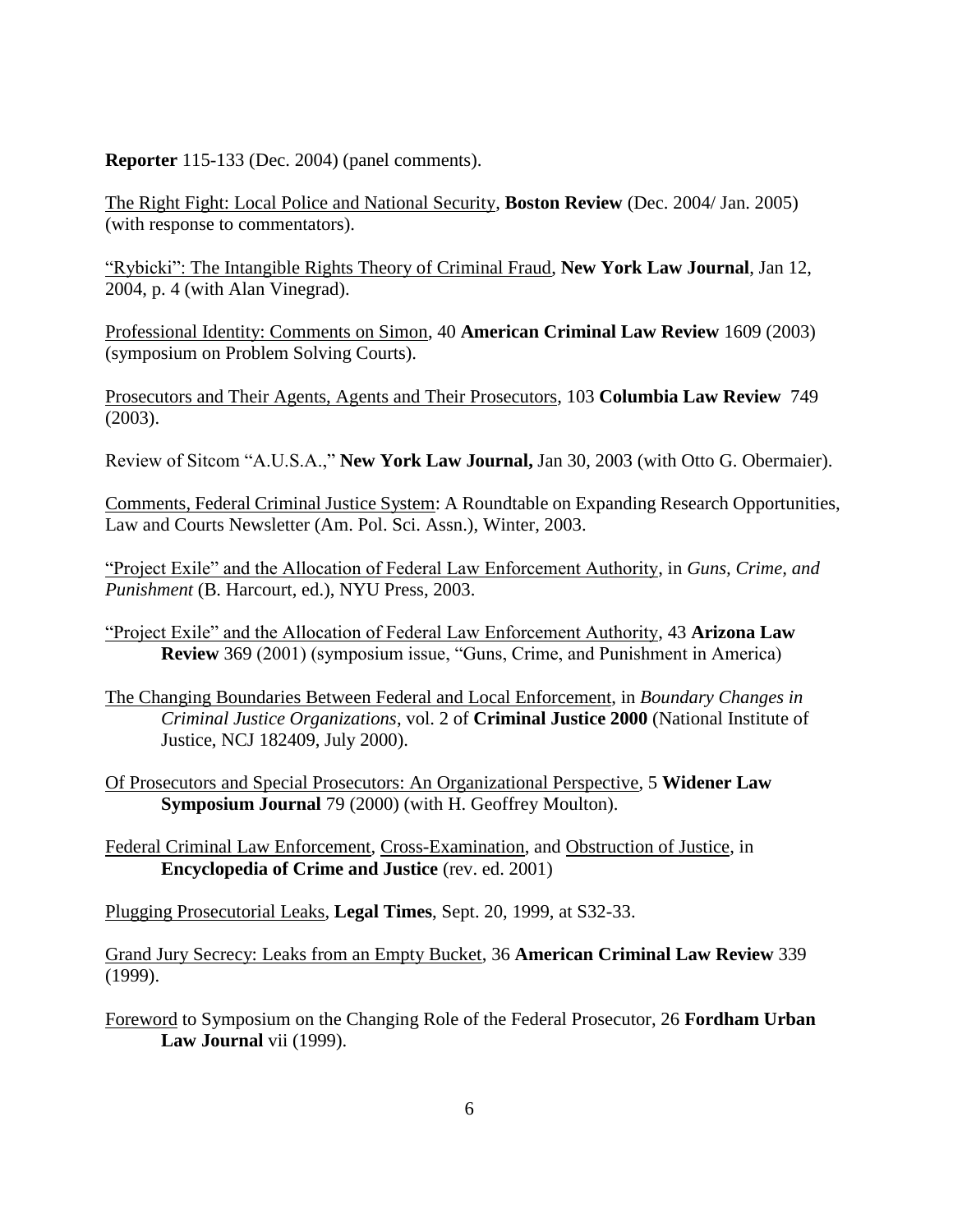**Reporter** 115-133 (Dec. 2004) (panel comments).

The Right Fight: Local Police and National Security, **Boston Review** (Dec. 2004/ Jan. 2005) (with response to commentators).

"Rybicki": The Intangible Rights Theory of Criminal Fraud, **New York Law Journal**, Jan 12, 2004, p. 4 (with Alan Vinegrad).

Professional Identity: Comments on Simon, 40 **American Criminal Law Review** 1609 (2003) (symposium on Problem Solving Courts).

Prosecutors and Their Agents, Agents and Their Prosecutors, 103 **Columbia Law Review** 749 (2003).

Review of Sitcom "A.U.S.A.," **New York Law Journal,** Jan 30, 2003 (with Otto G. Obermaier).

Comments, Federal Criminal Justice System: A Roundtable on Expanding Research Opportunities, Law and Courts Newsletter (Am. Pol. Sci. Assn.), Winter, 2003.

"Project Exile" and the Allocation of Federal Law Enforcement Authority, in *Guns, Crime, and Punishment* (B. Harcourt, ed.), NYU Press, 2003.

"Project Exile" and the Allocation of Federal Law Enforcement Authority, 43 **Arizona Law Review** 369 (2001) (symposium issue, "Guns, Crime, and Punishment in America)

The Changing Boundaries Between Federal and Local Enforcement, in *Boundary Changes in Criminal Justice Organizations*, vol. 2 of **Criminal Justice 2000** (National Institute of Justice, NCJ 182409, July 2000).

Of Prosecutors and Special Prosecutors: An Organizational Perspective, 5 **Widener Law Symposium Journal** 79 (2000) (with H. Geoffrey Moulton).

Federal Criminal Law Enforcement, Cross-Examination, and Obstruction of Justice, in **Encyclopedia of Crime and Justice** (rev. ed. 2001)

Plugging Prosecutorial Leaks, **Legal Times**, Sept. 20, 1999, at S32-33.

Grand Jury Secrecy: Leaks from an Empty Bucket, 36 **American Criminal Law Review** 339 (1999).

Foreword to Symposium on the Changing Role of the Federal Prosecutor, 26 **Fordham Urban Law Journal** vii (1999).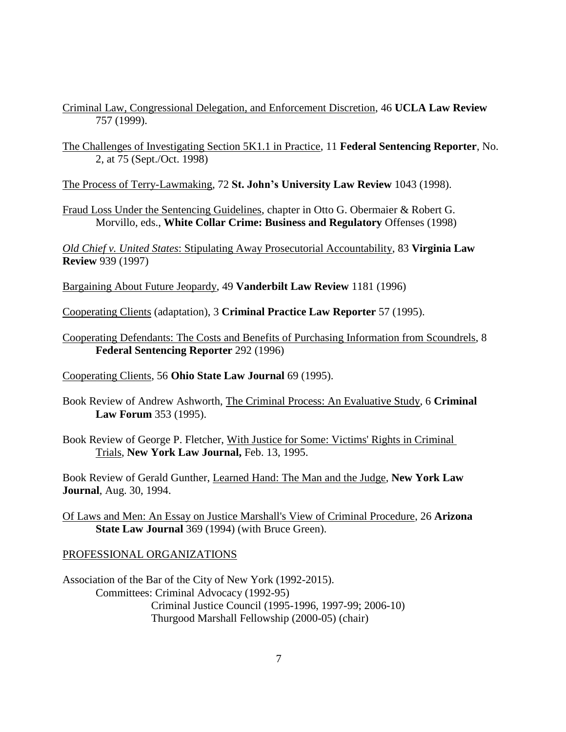Criminal Law, Congressional Delegation, and Enforcement Discretion, 46 **UCLA Law Review** 757 (1999).

The Challenges of Investigating Section 5K1.1 in Practice, 11 **Federal Sentencing Reporter**, No. 2, at 75 (Sept./Oct. 1998)

The Process of Terry-Lawmaking, 72 **St. John's University Law Review** 1043 (1998).

Fraud Loss Under the Sentencing Guidelines, chapter in Otto G. Obermaier & Robert G. Morvillo, eds., **White Collar Crime: Business and Regulatory** Offenses (1998)

*Old Chief v. United States*: Stipulating Away Prosecutorial Accountability, 83 **Virginia Law Review** 939 (1997)

Bargaining About Future Jeopardy, 49 **Vanderbilt Law Review** 1181 (1996)

Cooperating Clients (adaptation), 3 **Criminal Practice Law Reporter** 57 (1995).

Cooperating Defendants: The Costs and Benefits of Purchasing Information from Scoundrels, 8 **Federal Sentencing Reporter** 292 (1996)

Cooperating Clients, 56 **Ohio State Law Journal** 69 (1995).

Book Review of Andrew Ashworth, The Criminal Process: An Evaluative Study, 6 **Criminal Law Forum** 353 (1995).

Book Review of George P. Fletcher, With Justice for Some: Victims' Rights in Criminal Trials, **New York Law Journal,** Feb. 13, 1995.

Book Review of Gerald Gunther, Learned Hand: The Man and the Judge, **New York Law Journal**, Aug. 30, 1994.

Of Laws and Men: An Essay on Justice Marshall's View of Criminal Procedure, 26 **Arizona State Law Journal** 369 (1994) (with Bruce Green).

## PROFESSIONAL ORGANIZATIONS

Association of the Bar of the City of New York (1992-2015).
Committees: Criminal Advocacy (1992-95)
Criminal Justice Council (1995-1996, 1997-99; 2006-10)
Thurgood Marshall Fellowship (2000-05) (chair)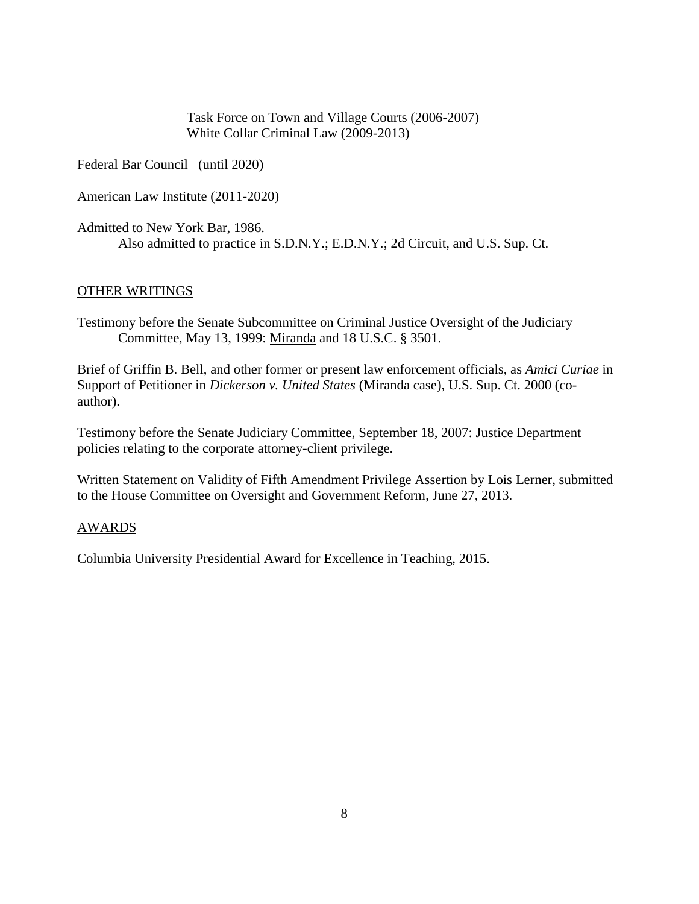Task Force on Town and Village Courts (2006-2007)
White Collar Criminal Law (2009-2013)

Federal Bar Council (until 2020)

American Law Institute (2011-2020)

Admitted to New York Bar, 1986.
Also admitted to practice in S.D.N.Y.; E.D.N.Y.; 2d Circuit, and U.S. Sup. Ct.

## OTHER WRITINGS

Testimony before the Senate Subcommittee on Criminal Justice Oversight of the Judiciary Committee, May 13, 1999: Miranda and 18 U.S.C. § 3501.

Brief of Griffin B. Bell, and other former or present law enforcement officials, as *Amici Curiae* in Support of Petitioner in *Dickerson v. United States* (Miranda case), U.S. Sup. Ct. 2000 (co-author).

Testimony before the Senate Judiciary Committee, September 18, 2007: Justice Department policies relating to the corporate attorney-client privilege.

Written Statement on Validity of Fifth Amendment Privilege Assertion by Lois Lerner, submitted to the House Committee on Oversight and Government Reform, June 27, 2013.

## AWARDS

Columbia University Presidential Award for Excellence in Teaching, 2015.